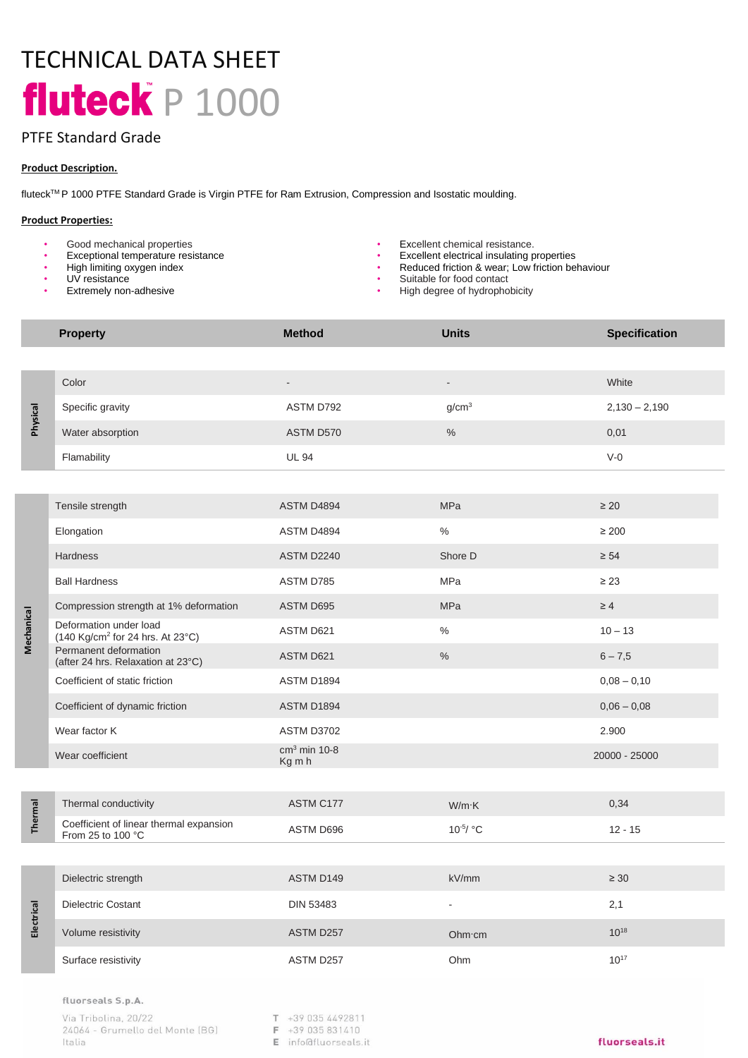# TECHNICAL DATA SHEET

# fluteck™ P 1000

## PTFE Standard Grade

**Product Description.**

fluteck™ P 1000 PTFE Standard Grade is Virgin PTFE for Ram Extrusion, Compression and Isostatic moulding.

**Product Properties:**

- Good mechanical properties
- Exceptional temperature resistance
- High limiting oxygen index
- UV resistance
- Extremely non-adhesive
- Excellent chemical resistance.
- Excellent electrical insulating properties
- Reduced friction & wear; Low friction behaviour
- Suitable for food contact
- High degree of hydrophobicity

| | Property | Method | Units | Specification |
|---|---|---|---|---|
| Physical | Color | - | - | White |
| | Specific gravity | ASTM D792 | g/cm$^3$ | 2,130 – 2,190 |
| | Water absorption | ASTM D570 | % | 0,01 |
| | Flamability | UL 94 | | V-0 |
| Mechanical | Tensile strength | ASTM D4894 | MPa | ≥ 20 |
| | Elongation | ASTM D4894 | % | ≥ 200 |
| | Hardness | ASTM D2240 | Shore D | ≥ 54 |
| | Ball Hardness | ASTM D785 | MPa | ≥ 23 |
| | Compression strength at 1% deformation | ASTM D695 | MPa | ≥ 4 |
| | Deformation under load (140 Kg/cm$^2$ for 24 hrs. At 23°C) | ASTM D621 | % | 10 – 13 |
| | Permanent deformation (after 24 hrs. Relaxation at 23°C) | ASTM D621 | % | 6 – 7,5 |
| | Coefficient of static friction | ASTM D1894 | | 0,08 – 0,10 |
| | Coefficient of dynamic friction | ASTM D1894 | | 0,06 – 0,08 |
| | Wear factor K | ASTM D3702 | | 2.900 |
| | Wear coefficient | cm$^3$ min 10-8 Kg m h | | 20000 - 25000 |
| Thermal | Thermal conductivity | ASTM C177 | W/m·K | 0,34 |
| | Coefficient of linear thermal expansion From 25 to 100 °C | ASTM D696 | $10^{-5}$/ °C | 12 - 15 |
| Electrical | Dielectric strength | ASTM D149 | kV/mm | ≥ 30 |
| | Dielectric Costant | DIN 53483 | - | 2,1 |
| | Volume resistivity | ASTM D257 | Ohm·cm | $10^{18}$ |
| | Surface resistivity | ASTM D257 | Ohm | $10^{17}$ |

fluorseals S.p.A.

Via Tribolina, 20/22
24064 - Grumello del Monte (BG)
Italia

T +39 035 4492811
F +39 035 831410
E info@fluorseals.it

fluorseals.it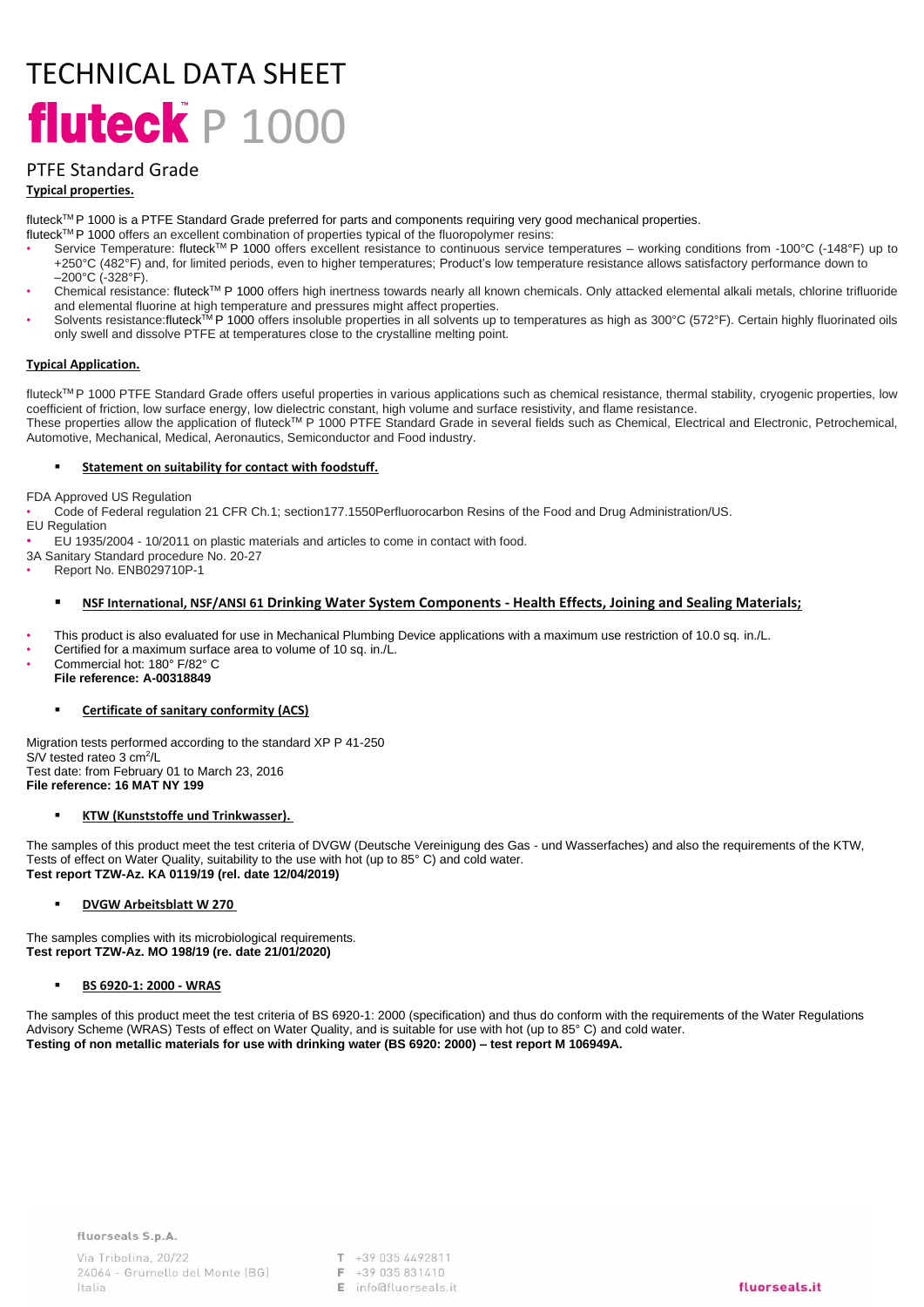# TECHNICAL DATA SHEET

# fluteck™ P 1000

## PTFE Standard Grade

**Typical properties.**

fluteck™ P 1000 is a PTFE Standard Grade preferred for parts and components requiring very good mechanical properties.

fluteck™ P 1000 offers an excellent combination of properties typical of the fluoropolymer resins:

- Service Temperature: fluteck™ P 1000 offers excellent resistance to continuous service temperatures – working conditions from -100°C (-148°F) up to +250°C (482°F) and, for limited periods, even to higher temperatures; Product's low temperature resistance allows satisfactory performance down to –200°C (-328°F).
- Chemical resistance: fluteck™ P 1000 offers high inertness towards nearly all known chemicals. Only attacked elemental alkali metals, chlorine trifluoride and elemental fluorine at high temperature and pressures might affect properties.
- Solvents resistance:fluteck™ P 1000 offers insoluble properties in all solvents up to temperatures as high as 300°C (572°F). Certain highly fluorinated oils only swell and dissolve PTFE at temperatures close to the crystalline melting point.

**Typical Application.**

fluteck™ P 1000 PTFE Standard Grade offers useful properties in various applications such as chemical resistance, thermal stability, cryogenic properties, low coefficient of friction, low surface energy, low dielectric constant, high volume and surface resistivity, and flame resistance.

These properties allow the application of fluteck™ P 1000 PTFE Standard Grade in several fields such as Chemical, Electrical and Electronic, Petrochemical, Automotive, Mechanical, Medical, Aeronautics, Semiconductor and Food industry.

- **Statement on suitability for contact with foodstuff.**

FDA Approved US Regulation

- Code of Federal regulation 21 CFR Ch.1; section177.1550Perfluorocarbon Resins of the Food and Drug Administration/US.

EU Regulation

- EU 1935/2004 - 10/2011 on plastic materials and articles to come in contact with food.

3A Sanitary Standard procedure No. 20-27

- Report No. ENB029710P-1

- **NSF International, NSF/ANSI 61 Drinking Water System Components - Health Effects, Joining and Sealing Materials;**

- This product is also evaluated for use in Mechanical Plumbing Device applications with a maximum use restriction of 10.0 sq. in./L.
- Certified for a maximum surface area to volume of 10 sq. in./L.
- Commercial hot: 180° F/82° C

**File reference: A-00318849**

- **Certificate of sanitary conformity (ACS)**

Migration tests performed according to the standard XP P 41-250

S/V tested rateo 3 $cm^2$/L

Test date: from February 01 to March 23, 2016

**File reference: 16 MAT NY 199**

- **KTW (Kunststoffe und Trinkwasser).**

The samples of this product meet the test criteria of DVGW (Deutsche Vereinigung des Gas - und Wasserfaches) and also the requirements of the KTW, Tests of effect on Water Quality, suitability to the use with hot (up to 85° C) and cold water.

**Test report TZW-Az. KA 0119/19 (rel. date 12/04/2019)**

- **DVGW Arbeitsblatt W 270**

The samples complies with its microbiological requirements.

**Test report TZW-Az. MO 198/19 (re. date 21/01/2020)**

- **BS 6920-1: 2000 - WRAS**

The samples of this product meet the test criteria of BS 6920-1: 2000 (specification) and thus do conform with the requirements of the Water Regulations Advisory Scheme (WRAS) Tests of effect on Water Quality, and is suitable for use with hot (up to 85° C) and cold water.

**Testing of non metallic materials for use with drinking water (BS 6920: 2000) – test report M 106949A.**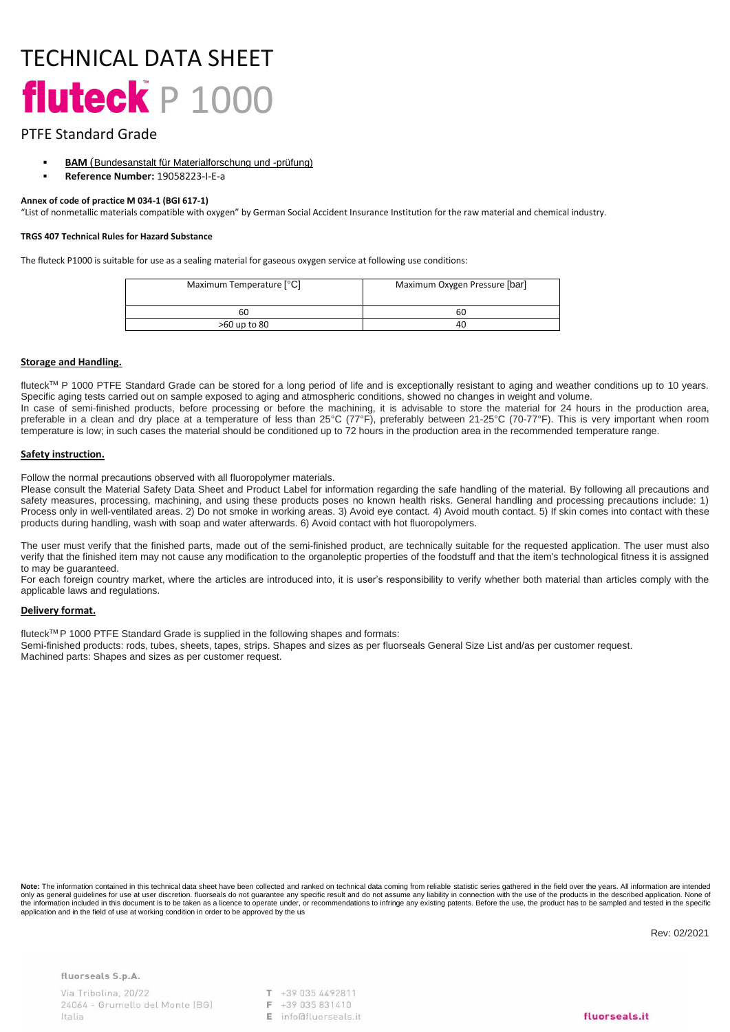# TECHNICAL DATA SHEET

# fluteck™ P 1000

## PTFE Standard Grade

- **BAM** (Bundesanstalt für Materialforschung und -prüfung)
- **Reference Number:** 19058223-I-E-a

**Annex of code of practice M 034-1 (BGI 617-1)**

"List of nonmetallic materials compatible with oxygen" by German Social Accident Insurance Institution for the raw material and chemical industry.

**TRGS 407 Technical Rules for Hazard Substance**

The fluteck P1000 is suitable for use as a sealing material for gaseous oxygen service at following use conditions:

| Maximum Temperature [°C] | Maximum Oxygen Pressure [bar] |
|---|---|
| 60 | 60 |
| >60 up to 80 | 40 |

### Storage and Handling.

fluteck™ P 1000 PTFE Standard Grade can be stored for a long period of life and is exceptionally resistant to aging and weather conditions up to 10 years. Specific aging tests carried out on sample exposed to aging and atmospheric conditions, showed no changes in weight and volume.

In case of semi-finished products, before processing or before the machining, it is advisable to store the material for 24 hours in the production area, preferable in a clean and dry place at a temperature of less than 25°C (77°F), preferably between 21-25°C (70-77°F). This is very important when room temperature is low; in such cases the material should be conditioned up to 72 hours in the production area in the recommended temperature range.

### Safety instruction.

Follow the normal precautions observed with all fluoropolymer materials.

Please consult the Material Safety Data Sheet and Product Label for information regarding the safe handling of the material. By following all precautions and safety measures, processing, machining, and using these products poses no known health risks. General handling and processing precautions include: 1) Process only in well-ventilated areas. 2) Do not smoke in working areas. 3) Avoid eye contact. 4) Avoid mouth contact. 5) If skin comes into contact with these products during handling, wash with soap and water afterwards. 6) Avoid contact with hot fluoropolymers.

The user must verify that the finished parts, made out of the semi-finished product, are technically suitable for the requested application. The user must also verify that the finished item may not cause any modification to the organoleptic properties of the foodstuff and that the item's technological fitness it is assigned to may be guaranteed.

For each foreign country market, where the articles are introduced into, it is user's responsibility to verify whether both material than articles comply with the applicable laws and regulations.

### Delivery format.

fluteck™ P 1000 PTFE Standard Grade is supplied in the following shapes and formats:

Semi-finished products: rods, tubes, sheets, tapes, strips. Shapes and sizes as per fluorseals General Size List and/as per customer request.

Machined parts: Shapes and sizes as per customer request.

**Note:** The information contained in this technical data sheet have been collected and ranked on technical data coming from reliable statistic series gathered in the field over the years. All information are intended only as general guidelines for use at user discretion. fluorseals do not guarantee any specific result and do not assume any liability in connection with the use of the products in the described application. None of the information included in this document is to be taken as a licence to operate under, or recommendations to infringe any existing patents. Before the use, the product has to be sampled and tested in the specific application and in the field of use at working condition in order to be approved by the us

Rev: 02/2021

fluorseals S.p.A.
Via Tribolina, 20/22
24064 - Grumello del Monte (BG)
Italia

T +39 035 4492811
F +39 035 831410
E info@fluorseals.it

fluorseals.it